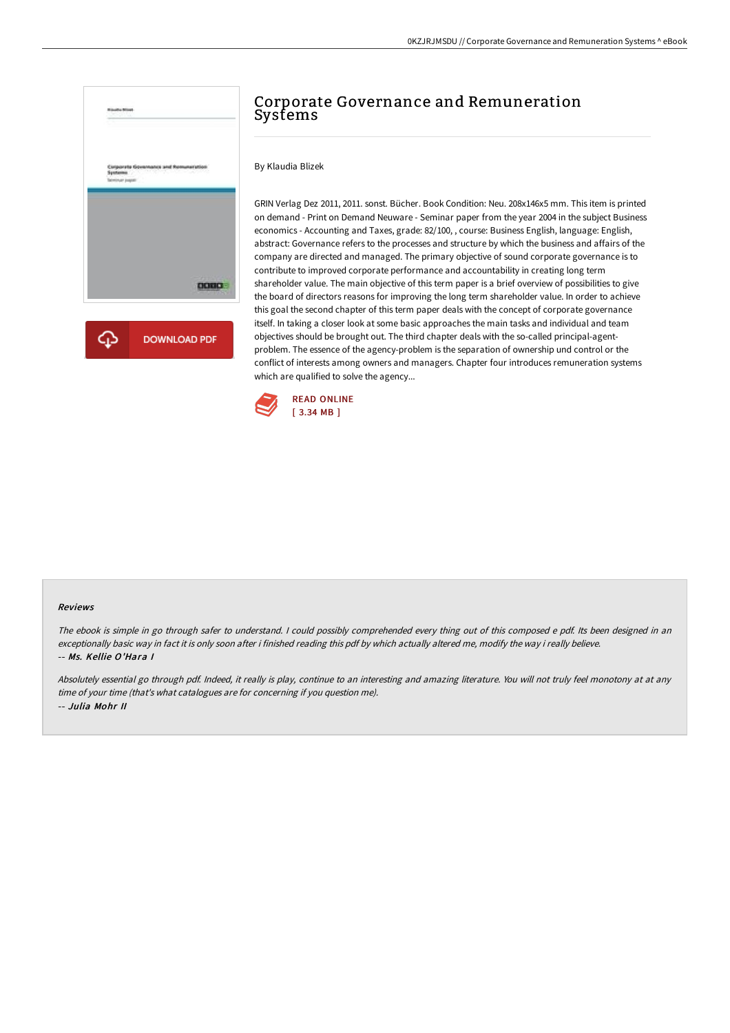# Corporate Governance and Remuneration Systems

By Klaudia Blizek

GRIN Verlag Dez 2011, 2011. sonst. Bücher. Book Condition: Neu. 208x146x5 mm. This item is printed on demand - Print on Demand Neuware - Seminar paper from the year 2004 in the subject Business economics - Accounting and Taxes, grade: 82/100, , course: Business English, language: English, abstract: Governance refers to the processes and structure by which the business and affairs of the company are directed and managed. The primary objective of sound corporate governance is to contribute to improved corporate performance and accountability in creating long term shareholder value. The main objective of this term paper is a brief overview of possibilities to give the board of directors reasons for improving the long term shareholder value. In order to achieve this goal the second chapter of this term paper deals with the concept of corporate governance itself. In taking a closer look at some basic approaches the main tasks and individual and team objectives should be brought out. The third chapter deals with the so-called principal-agent-problem. The essence of the agency-problem is the separation of ownership und control or the conflict of interests among owners and managers. Chapter four introduces remuneration systems which are qualified to solve the agency...

DOWNLOAD PDF

READ ONLINE
[ 3.34 MB ]

## Reviews

*The ebook is simple in go through safer to understand. I could possibly comprehended every thing out of this composed e pdf. Its been designed in an exceptionally basic way in fact it is only soon after i finished reading this pdf by which actually altered me, modify the way i really believe.*
*-- Ms. Kellie O'Hara I*

*Absolutely essential go through pdf. Indeed, it really is play, continue to an interesting and amazing literature. You will not truly feel monotony at at any time of your time (that's what catalogues are for concerning if you question me).*
*-- Julia Mohr II*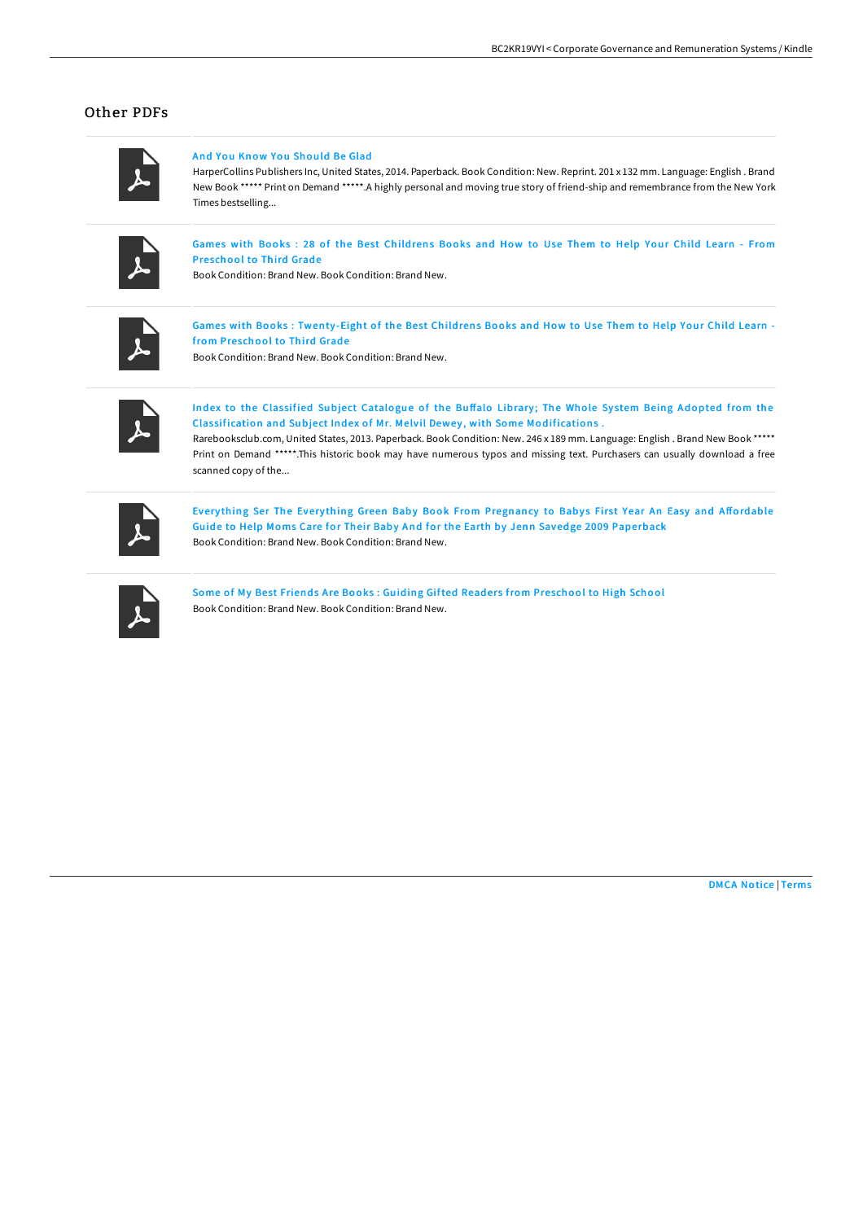## Other PDFs

**And You Know You Should Be Glad**

HarperCollins Publishers Inc, United States, 2014. Paperback. Book Condition: New. Reprint. 201 x 132 mm. Language: English . Brand New Book ***** Print on Demand *****.A highly personal and moving true story of friend-ship and remembrance from the New York Times bestselling...

**Games with Books : 28 of the Best Childrens Books and How to Use Them to Help Your Child Learn - From Preschool to Third Grade**

Book Condition: Brand New. Book Condition: Brand New.

**Games with Books : Twenty-Eight of the Best Childrens Books and How to Use Them to Help Your Child Learn - from Preschool to Third Grade**

Book Condition: Brand New. Book Condition: Brand New.

**Index to the Classified Subject Catalogue of the Buffalo Library; The Whole System Being Adopted from the Classification and Subject Index of Mr. Melvil Dewey, with Some Modifications .**

Rarebooksclub.com, United States, 2013. Paperback. Book Condition: New. 246 x 189 mm. Language: English . Brand New Book ***** Print on Demand *****.This historic book may have numerous typos and missing text. Purchasers can usually download a free scanned copy of the...

**Everything Ser The Everything Green Baby Book From Pregnancy to Babys First Year An Easy and Affordable Guide to Help Moms Care for Their Baby And for the Earth by Jenn Savedge 2009 Paperback**

Book Condition: Brand New. Book Condition: Brand New.

**Some of My Best Friends Are Books : Guiding Gifted Readers from Preschool to High School**

Book Condition: Brand New. Book Condition: Brand New.